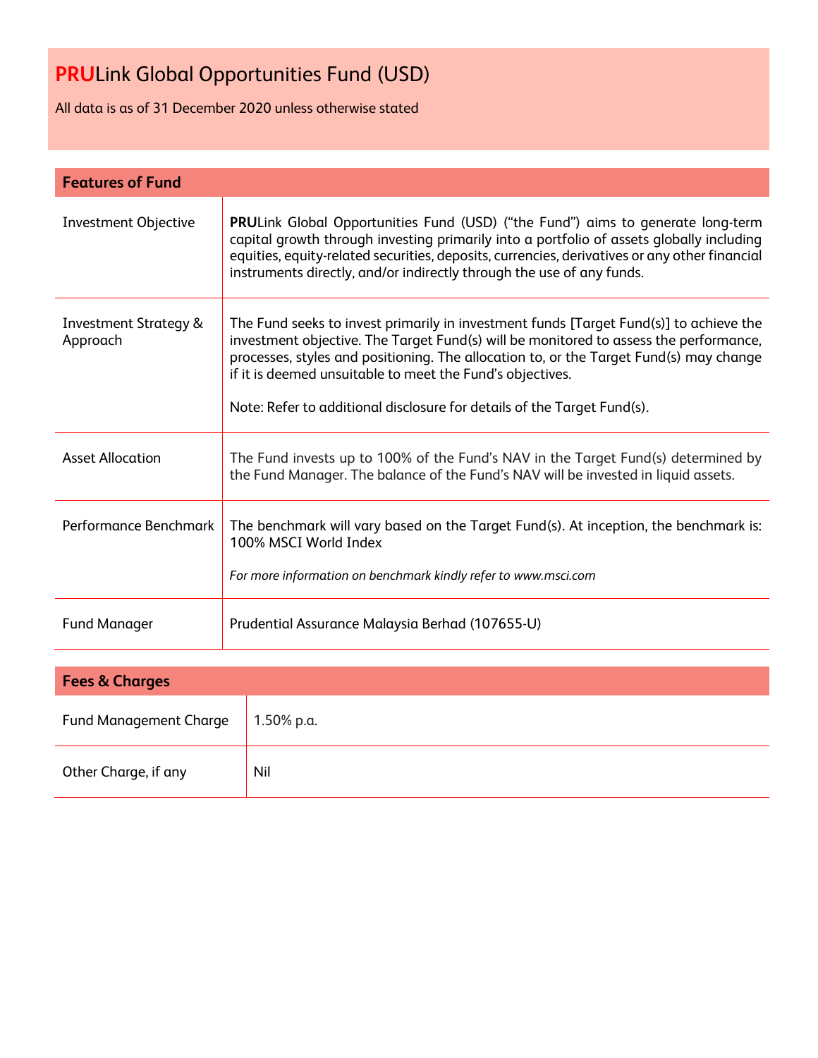# **PRU**Link Global Opportunities Fund (USD)

All data is as of 31 December 2020 unless otherwise stated

## Features of Fund

| | |
|---|---|
| Investment Objective | **PRU**Link Global Opportunities Fund (USD) ("the Fund") aims to generate long-term capital growth through investing primarily into a portfolio of assets globally including equities, equity-related securities, deposits, currencies, derivatives or any other financial instruments directly, and/or indirectly through the use of any funds. |
| Investment Strategy & Approach | The Fund seeks to invest primarily in investment funds [Target Fund(s)] to achieve the investment objective. The Target Fund(s) will be monitored to assess the performance, processes, styles and positioning. The allocation to, or the Target Fund(s) may change if it is deemed unsuitable to meet the Fund's objectives.<br><br>Note: Refer to additional disclosure for details of the Target Fund(s). |
| Asset Allocation | The Fund invests up to 100% of the Fund's NAV in the Target Fund(s) determined by the Fund Manager. The balance of the Fund's NAV will be invested in liquid assets. |
| Performance Benchmark | The benchmark will vary based on the Target Fund(s). At inception, the benchmark is: 100% MSCI World Index<br><br>*For more information on benchmark kindly refer to www.msci.com* |
| Fund Manager | Prudential Assurance Malaysia Berhad (107655-U) |

## Fees & Charges

| | |
|---|---|
| Fund Management Charge | 1.50% p.a. |
| Other Charge, if any | Nil |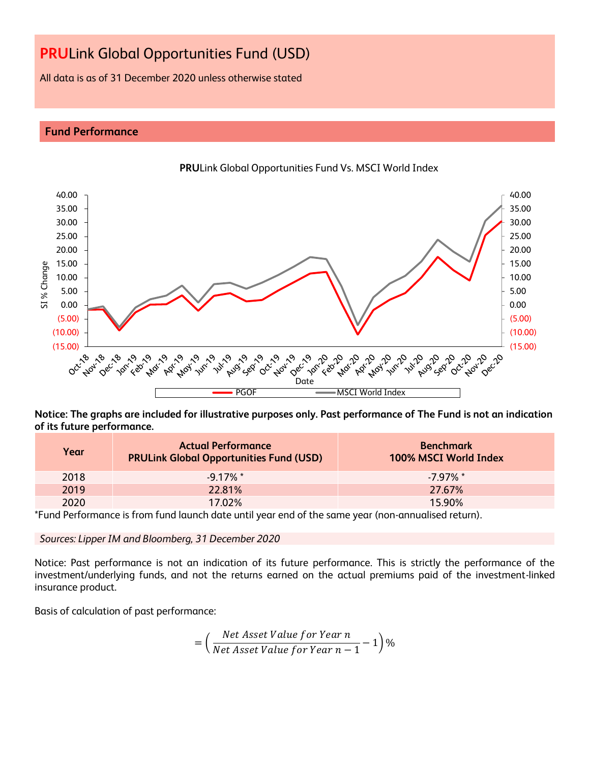# **PRU**Link Global Opportunities Fund (USD)

All data is as of 31 December 2020 unless otherwise stated

## Fund Performance

**PRU**Link Global Opportunities Fund Vs. MSCI World Index

**Notice: The graphs are included for illustrative purposes only. Past performance of The Fund is not an indication of its future performance.**

| Year | Actual Performance PRULink Global Opportunities Fund (USD) | Benchmark 100% MSCI World Index |
|---|---|---|
| 2018 | -9.17% * | -7.97% * |
| 2019 | 22.81% | 27.67% |
| 2020 | 17.02% | 15.90% |

*Fund Performance is from fund launch date until year end of the same year (non-annualised return).

*Sources: Lipper IM and Bloomberg, 31 December 2020*

Notice: Past performance is not an indication of its future performance. This is strictly the performance of the investment/underlying funds, and not the returns earned on the actual premiums paid of the investment-linked insurance product.

Basis of calculation of past performance:

$$= \left( \frac{Net\ Asset\ Value\ for\ Year\ n}{Net\ Asset\ Value\ for\ Year\ n-1} - 1 \right)\%$$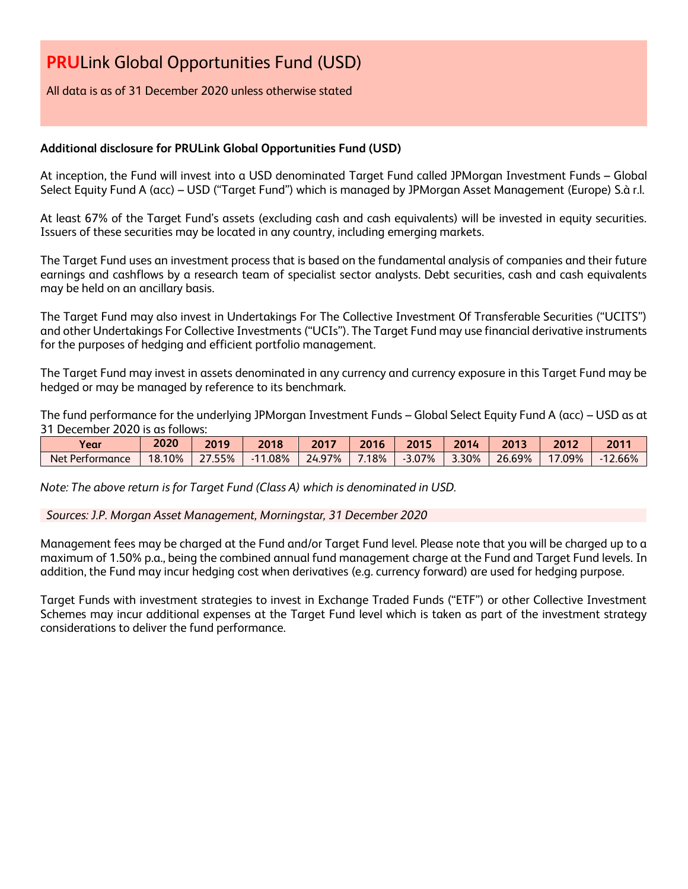# **PRU**Link Global Opportunities Fund (USD)

All data is as of 31 December 2020 unless otherwise stated

**Additional disclosure for PRULink Global Opportunities Fund (USD)**

At inception, the Fund will invest into a USD denominated Target Fund called JPMorgan Investment Funds – Global Select Equity Fund A (acc) – USD ("Target Fund") which is managed by JPMorgan Asset Management (Europe) S.à r.l.

At least 67% of the Target Fund's assets (excluding cash and cash equivalents) will be invested in equity securities. Issuers of these securities may be located in any country, including emerging markets.

The Target Fund uses an investment process that is based on the fundamental analysis of companies and their future earnings and cashflows by a research team of specialist sector analysts. Debt securities, cash and cash equivalents may be held on an ancillary basis.

The Target Fund may also invest in Undertakings For The Collective Investment Of Transferable Securities ("UCITS") and other Undertakings For Collective Investments ("UCIs"). The Target Fund may use financial derivative instruments for the purposes of hedging and efficient portfolio management.

The Target Fund may invest in assets denominated in any currency and currency exposure in this Target Fund may be hedged or may be managed by reference to its benchmark.

The fund performance for the underlying JPMorgan Investment Funds – Global Select Equity Fund A (acc) – USD as at 31 December 2020 is as follows:

| Year | 2020 | 2019 | 2018 | 2017 | 2016 | 2015 | 2014 | 2013 | 2012 | 2011 |
|---|---|---|---|---|---|---|---|---|---|---|
| Net Performance | 18.10% | 27.55% | -11.08% | 24.97% | 7.18% | -3.07% | 3.30% | 26.69% | 17.09% | -12.66% |

*Note: The above return is for Target Fund (Class A) which is denominated in USD.*

*Sources: J.P. Morgan Asset Management, Morningstar, 31 December 2020*

Management fees may be charged at the Fund and/or Target Fund level. Please note that you will be charged up to a maximum of 1.50% p.a., being the combined annual fund management charge at the Fund and Target Fund levels. In addition, the Fund may incur hedging cost when derivatives (e.g. currency forward) are used for hedging purpose.

Target Funds with investment strategies to invest in Exchange Traded Funds ("ETF") or other Collective Investment Schemes may incur additional expenses at the Target Fund level which is taken as part of the investment strategy considerations to deliver the fund performance.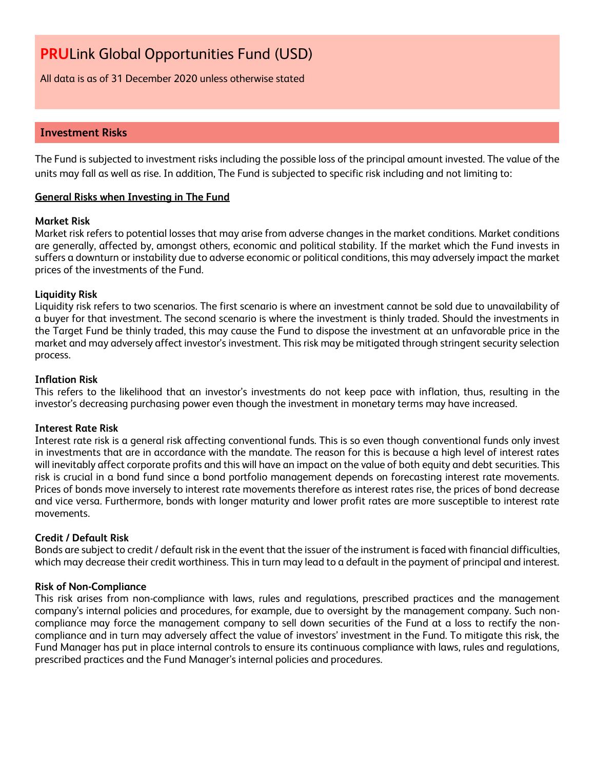# PRULink Global Opportunities Fund (USD)

All data is as of 31 December 2020 unless otherwise stated

## Investment Risks

The Fund is subjected to investment risks including the possible loss of the principal amount invested. The value of the units may fall as well as rise. In addition, The Fund is subjected to specific risk including and not limiting to:

**General Risks when Investing in The Fund**

**Market Risk**
Market risk refers to potential losses that may arise from adverse changes in the market conditions. Market conditions are generally, affected by, amongst others, economic and political stability. If the market which the Fund invests in suffers a downturn or instability due to adverse economic or political conditions, this may adversely impact the market prices of the investments of the Fund.

**Liquidity Risk**
Liquidity risk refers to two scenarios. The first scenario is where an investment cannot be sold due to unavailability of a buyer for that investment. The second scenario is where the investment is thinly traded. Should the investments in the Target Fund be thinly traded, this may cause the Fund to dispose the investment at an unfavorable price in the market and may adversely affect investor's investment. This risk may be mitigated through stringent security selection process.

**Inflation Risk**
This refers to the likelihood that an investor's investments do not keep pace with inflation, thus, resulting in the investor's decreasing purchasing power even though the investment in monetary terms may have increased.

**Interest Rate Risk**
Interest rate risk is a general risk affecting conventional funds. This is so even though conventional funds only invest in investments that are in accordance with the mandate. The reason for this is because a high level of interest rates will inevitably affect corporate profits and this will have an impact on the value of both equity and debt securities. This risk is crucial in a bond fund since a bond portfolio management depends on forecasting interest rate movements. Prices of bonds move inversely to interest rate movements therefore as interest rates rise, the prices of bond decrease and vice versa. Furthermore, bonds with longer maturity and lower profit rates are more susceptible to interest rate movements.

**Credit / Default Risk**
Bonds are subject to credit / default risk in the event that the issuer of the instrument is faced with financial difficulties, which may decrease their credit worthiness. This in turn may lead to a default in the payment of principal and interest.

**Risk of Non-Compliance**
This risk arises from non-compliance with laws, rules and regulations, prescribed practices and the management company's internal policies and procedures, for example, due to oversight by the management company. Such non-compliance may force the management company to sell down securities of the Fund at a loss to rectify the non-compliance and in turn may adversely affect the value of investors' investment in the Fund. To mitigate this risk, the Fund Manager has put in place internal controls to ensure its continuous compliance with laws, rules and regulations, prescribed practices and the Fund Manager's internal policies and procedures.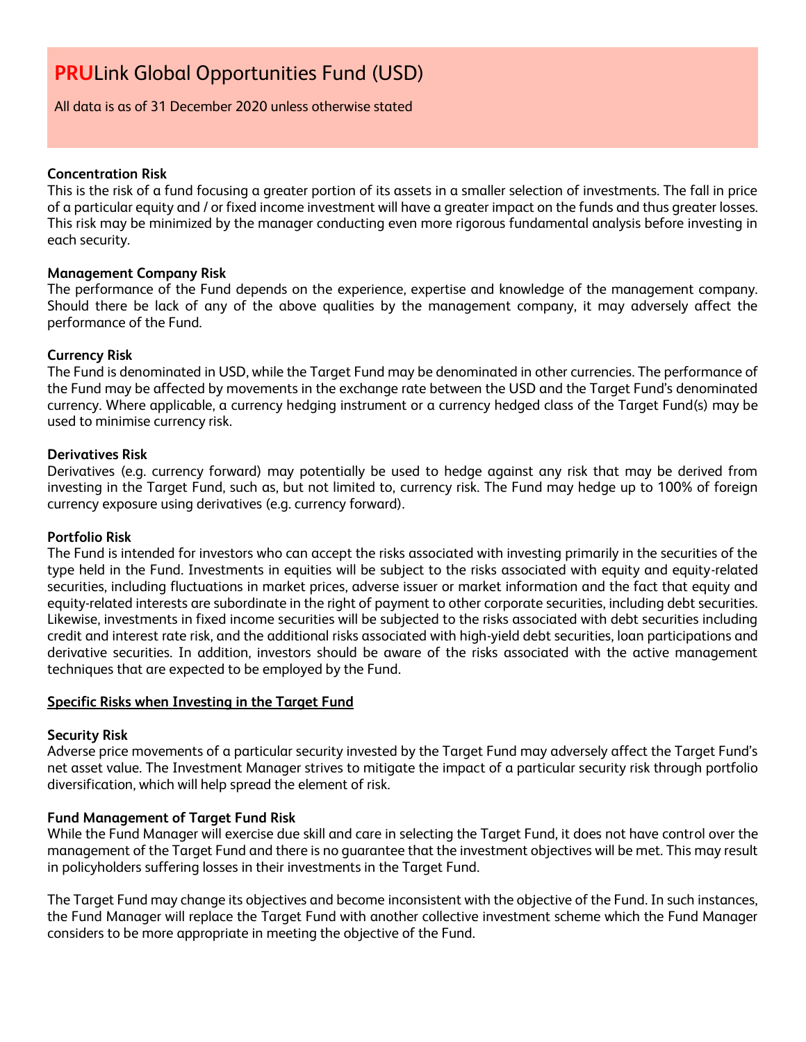# PRULink Global Opportunities Fund (USD)

All data is as of 31 December 2020 unless otherwise stated

**Concentration Risk**
This is the risk of a fund focusing a greater portion of its assets in a smaller selection of investments. The fall in price of a particular equity and / or fixed income investment will have a greater impact on the funds and thus greater losses. This risk may be minimized by the manager conducting even more rigorous fundamental analysis before investing in each security.

**Management Company Risk**
The performance of the Fund depends on the experience, expertise and knowledge of the management company. Should there be lack of any of the above qualities by the management company, it may adversely affect the performance of the Fund.

**Currency Risk**
The Fund is denominated in USD, while the Target Fund may be denominated in other currencies. The performance of the Fund may be affected by movements in the exchange rate between the USD and the Target Fund's denominated currency. Where applicable, a currency hedging instrument or a currency hedged class of the Target Fund(s) may be used to minimise currency risk.

**Derivatives Risk**
Derivatives (e.g. currency forward) may potentially be used to hedge against any risk that may be derived from investing in the Target Fund, such as, but not limited to, currency risk. The Fund may hedge up to 100% of foreign currency exposure using derivatives (e.g. currency forward).

**Portfolio Risk**
The Fund is intended for investors who can accept the risks associated with investing primarily in the securities of the type held in the Fund. Investments in equities will be subject to the risks associated with equity and equity-related securities, including fluctuations in market prices, adverse issuer or market information and the fact that equity and equity-related interests are subordinate in the right of payment to other corporate securities, including debt securities. Likewise, investments in fixed income securities will be subjected to the risks associated with debt securities including credit and interest rate risk, and the additional risks associated with high-yield debt securities, loan participations and derivative securities. In addition, investors should be aware of the risks associated with the active management techniques that are expected to be employed by the Fund.

**Specific Risks when Investing in the Target Fund**

**Security Risk**
Adverse price movements of a particular security invested by the Target Fund may adversely affect the Target Fund's net asset value. The Investment Manager strives to mitigate the impact of a particular security risk through portfolio diversification, which will help spread the element of risk.

**Fund Management of Target Fund Risk**
While the Fund Manager will exercise due skill and care in selecting the Target Fund, it does not have control over the management of the Target Fund and there is no guarantee that the investment objectives will be met. This may result in policyholders suffering losses in their investments in the Target Fund.

The Target Fund may change its objectives and become inconsistent with the objective of the Fund. In such instances, the Fund Manager will replace the Target Fund with another collective investment scheme which the Fund Manager considers to be more appropriate in meeting the objective of the Fund.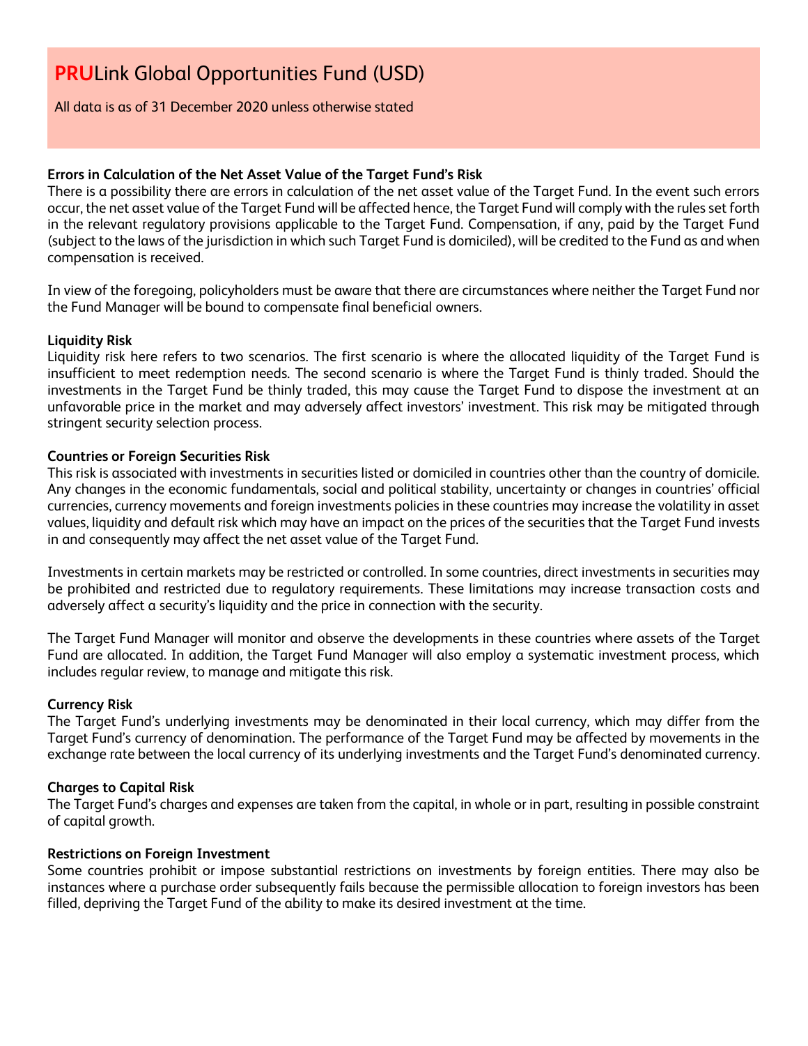**Errors in Calculation of the Net Asset Value of the Target Fund's Risk**

There is a possibility there are errors in calculation of the net asset value of the Target Fund. In the event such errors occur, the net asset value of the Target Fund will be affected hence, the Target Fund will comply with the rules set forth in the relevant regulatory provisions applicable to the Target Fund. Compensation, if any, paid by the Target Fund (subject to the laws of the jurisdiction in which such Target Fund is domiciled), will be credited to the Fund as and when compensation is received.

In view of the foregoing, policyholders must be aware that there are circumstances where neither the Target Fund nor the Fund Manager will be bound to compensate final beneficial owners.

**Liquidity Risk**

Liquidity risk here refers to two scenarios. The first scenario is where the allocated liquidity of the Target Fund is insufficient to meet redemption needs. The second scenario is where the Target Fund is thinly traded. Should the investments in the Target Fund be thinly traded, this may cause the Target Fund to dispose the investment at an unfavorable price in the market and may adversely affect investors' investment. This risk may be mitigated through stringent security selection process.

**Countries or Foreign Securities Risk**

This risk is associated with investments in securities listed or domiciled in countries other than the country of domicile. Any changes in the economic fundamentals, social and political stability, uncertainty or changes in countries' official currencies, currency movements and foreign investments policies in these countries may increase the volatility in asset values, liquidity and default risk which may have an impact on the prices of the securities that the Target Fund invests in and consequently may affect the net asset value of the Target Fund.

Investments in certain markets may be restricted or controlled. In some countries, direct investments in securities may be prohibited and restricted due to regulatory requirements. These limitations may increase transaction costs and adversely affect a security's liquidity and the price in connection with the security.

The Target Fund Manager will monitor and observe the developments in these countries where assets of the Target Fund are allocated. In addition, the Target Fund Manager will also employ a systematic investment process, which includes regular review, to manage and mitigate this risk.

**Currency Risk**

The Target Fund's underlying investments may be denominated in their local currency, which may differ from the Target Fund's currency of denomination. The performance of the Target Fund may be affected by movements in the exchange rate between the local currency of its underlying investments and the Target Fund's denominated currency.

**Charges to Capital Risk**

The Target Fund's charges and expenses are taken from the capital, in whole or in part, resulting in possible constraint of capital growth.

**Restrictions on Foreign Investment**

Some countries prohibit or impose substantial restrictions on investments by foreign entities. There may also be instances where a purchase order subsequently fails because the permissible allocation to foreign investors has been filled, depriving the Target Fund of the ability to make its desired investment at the time.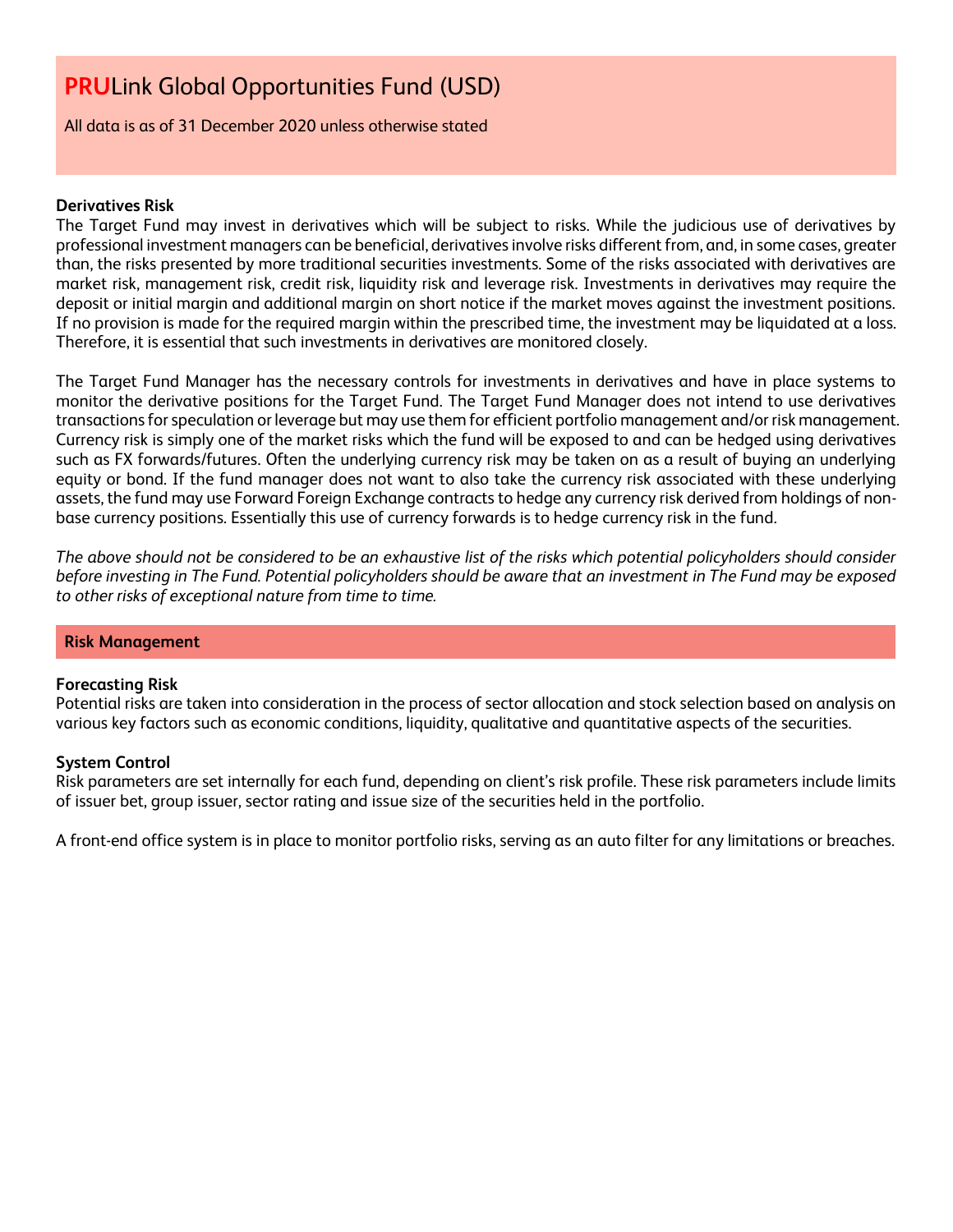# PRULink Global Opportunities Fund (USD)

All data is as of 31 December 2020 unless otherwise stated

**Derivatives Risk**

The Target Fund may invest in derivatives which will be subject to risks. While the judicious use of derivatives by professional investment managers can be beneficial, derivatives involve risks different from, and, in some cases, greater than, the risks presented by more traditional securities investments. Some of the risks associated with derivatives are market risk, management risk, credit risk, liquidity risk and leverage risk. Investments in derivatives may require the deposit or initial margin and additional margin on short notice if the market moves against the investment positions. If no provision is made for the required margin within the prescribed time, the investment may be liquidated at a loss. Therefore, it is essential that such investments in derivatives are monitored closely.

The Target Fund Manager has the necessary controls for investments in derivatives and have in place systems to monitor the derivative positions for the Target Fund. The Target Fund Manager does not intend to use derivatives transactions for speculation or leverage but may use them for efficient portfolio management and/or risk management. Currency risk is simply one of the market risks which the fund will be exposed to and can be hedged using derivatives such as FX forwards/futures. Often the underlying currency risk may be taken on as a result of buying an underlying equity or bond. If the fund manager does not want to also take the currency risk associated with these underlying assets, the fund may use Forward Foreign Exchange contracts to hedge any currency risk derived from holdings of non-base currency positions. Essentially this use of currency forwards is to hedge currency risk in the fund.

*The above should not be considered to be an exhaustive list of the risks which potential policyholders should consider before investing in The Fund. Potential policyholders should be aware that an investment in The Fund may be exposed to other risks of exceptional nature from time to time.*

## Risk Management

**Forecasting Risk**

Potential risks are taken into consideration in the process of sector allocation and stock selection based on analysis on various key factors such as economic conditions, liquidity, qualitative and quantitative aspects of the securities.

**System Control**

Risk parameters are set internally for each fund, depending on client's risk profile. These risk parameters include limits of issuer bet, group issuer, sector rating and issue size of the securities held in the portfolio.

A front-end office system is in place to monitor portfolio risks, serving as an auto filter for any limitations or breaches.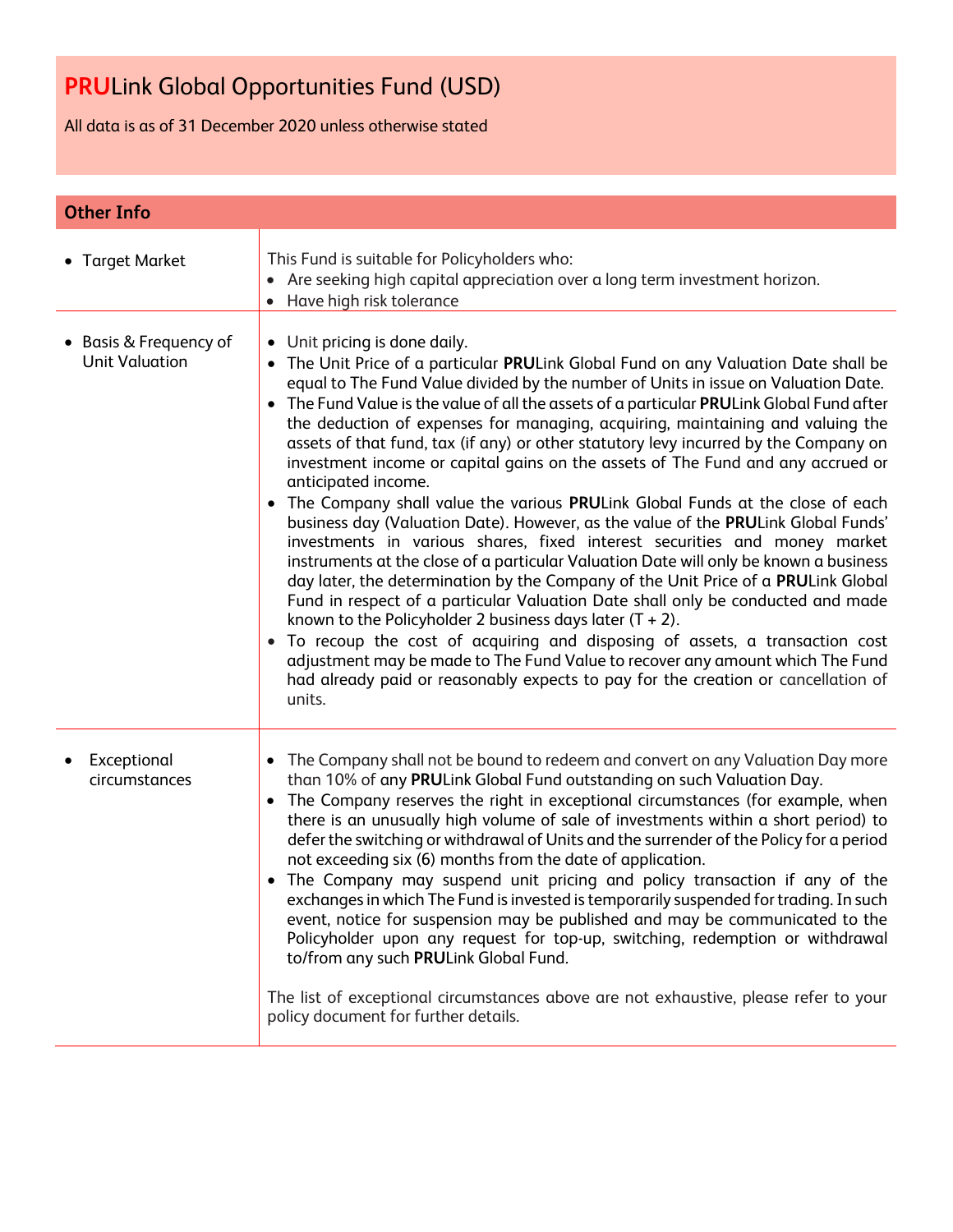# **PRU**Link Global Opportunities Fund (USD)

All data is as of 31 December 2020 unless otherwise stated

## Other Info

| | |
|---|---|
| • Target Market | This Fund is suitable for Policyholders who:<br>• Are seeking high capital appreciation over a long term investment horizon.<br>• Have high risk tolerance |
| • Basis & Frequency of Unit Valuation | • Unit pricing is done daily.<br>• The Unit Price of a particular **PRU**Link Global Fund on any Valuation Date shall be equal to The Fund Value divided by the number of Units in issue on Valuation Date.<br>• The Fund Value is the value of all the assets of a particular **PRU**Link Global Fund after the deduction of expenses for managing, acquiring, maintaining and valuing the assets of that fund, tax (if any) or other statutory levy incurred by the Company on investment income or capital gains on the assets of The Fund and any accrued or anticipated income.<br>• The Company shall value the various **PRU**Link Global Funds at the close of each business day (Valuation Date). However, as the value of the **PRU**Link Global Funds' investments in various shares, fixed interest securities and money market instruments at the close of a particular Valuation Date will only be known a business day later, the determination by the Company of the Unit Price of a **PRU**Link Global Fund in respect of a particular Valuation Date shall only be conducted and made known to the Policyholder 2 business days later (T + 2).<br>• To recoup the cost of acquiring and disposing of assets, a transaction cost adjustment may be made to The Fund Value to recover any amount which The Fund had already paid or reasonably expects to pay for the creation or cancellation of units. |
| • Exceptional circumstances | • The Company shall not be bound to redeem and convert on any Valuation Day more than 10% of any **PRU**Link Global Fund outstanding on such Valuation Day.<br>• The Company reserves the right in exceptional circumstances (for example, when there is an unusually high volume of sale of investments within a short period) to defer the switching or withdrawal of Units and the surrender of the Policy for a period not exceeding six (6) months from the date of application.<br>• The Company may suspend unit pricing and policy transaction if any of the exchanges in which The Fund is invested is temporarily suspended for trading. In such event, notice for suspension may be published and may be communicated to the Policyholder upon any request for top-up, switching, redemption or withdrawal to/from any such **PRU**Link Global Fund.<br><br>The list of exceptional circumstances above are not exhaustive, please refer to your policy document for further details. |